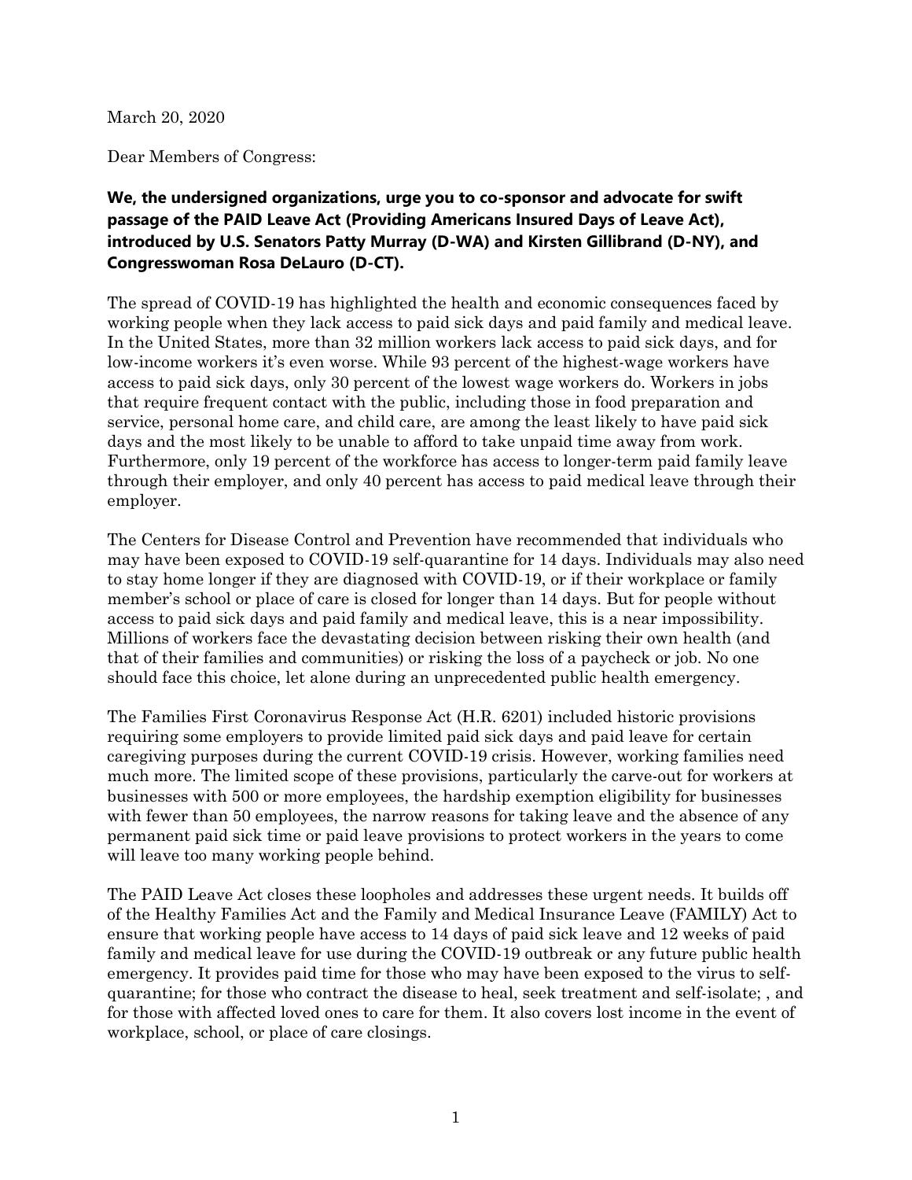March 20, 2020

Dear Members of Congress:

**We, the undersigned organizations, urge you to co-sponsor and advocate for swift passage of the PAID Leave Act (Providing Americans Insured Days of Leave Act), introduced by U.S. Senators Patty Murray (D-WA) and Kirsten Gillibrand (D-NY), and Congresswoman Rosa DeLauro (D-CT).**

The spread of COVID-19 has highlighted the health and economic consequences faced by working people when they lack access to paid sick days and paid family and medical leave. In the United States, more than 32 million workers lack access to paid sick days, and for low-income workers it's even worse. While 93 percent of the highest-wage workers have access to paid sick days, only 30 percent of the lowest wage workers do. Workers in jobs that require frequent contact with the public, including those in food preparation and service, personal home care, and child care, are among the least likely to have paid sick days and the most likely to be unable to afford to take unpaid time away from work. Furthermore, only 19 percent of the workforce has access to longer-term paid family leave through their employer, and only 40 percent has access to paid medical leave through their employer.

The Centers for Disease Control and Prevention have recommended that individuals who may have been exposed to COVID-19 self-quarantine for 14 days. Individuals may also need to stay home longer if they are diagnosed with COVID-19, or if their workplace or family member's school or place of care is closed for longer than 14 days. But for people without access to paid sick days and paid family and medical leave, this is a near impossibility. Millions of workers face the devastating decision between risking their own health (and that of their families and communities) or risking the loss of a paycheck or job. No one should face this choice, let alone during an unprecedented public health emergency.

The Families First Coronavirus Response Act (H.R. 6201) included historic provisions requiring some employers to provide limited paid sick days and paid leave for certain caregiving purposes during the current COVID-19 crisis. However, working families need much more. The limited scope of these provisions, particularly the carve-out for workers at businesses with 500 or more employees, the hardship exemption eligibility for businesses with fewer than 50 employees, the narrow reasons for taking leave and the absence of any permanent paid sick time or paid leave provisions to protect workers in the years to come will leave too many working people behind.

The PAID Leave Act closes these loopholes and addresses these urgent needs. It builds off of the Healthy Families Act and the Family and Medical Insurance Leave (FAMILY) Act to ensure that working people have access to 14 days of paid sick leave and 12 weeks of paid family and medical leave for use during the COVID-19 outbreak or any future public health emergency. It provides paid time for those who may have been exposed to the virus to self-quarantine; for those who contract the disease to heal, seek treatment and self-isolate; , and for those with affected loved ones to care for them. It also covers lost income in the event of workplace, school, or place of care closings.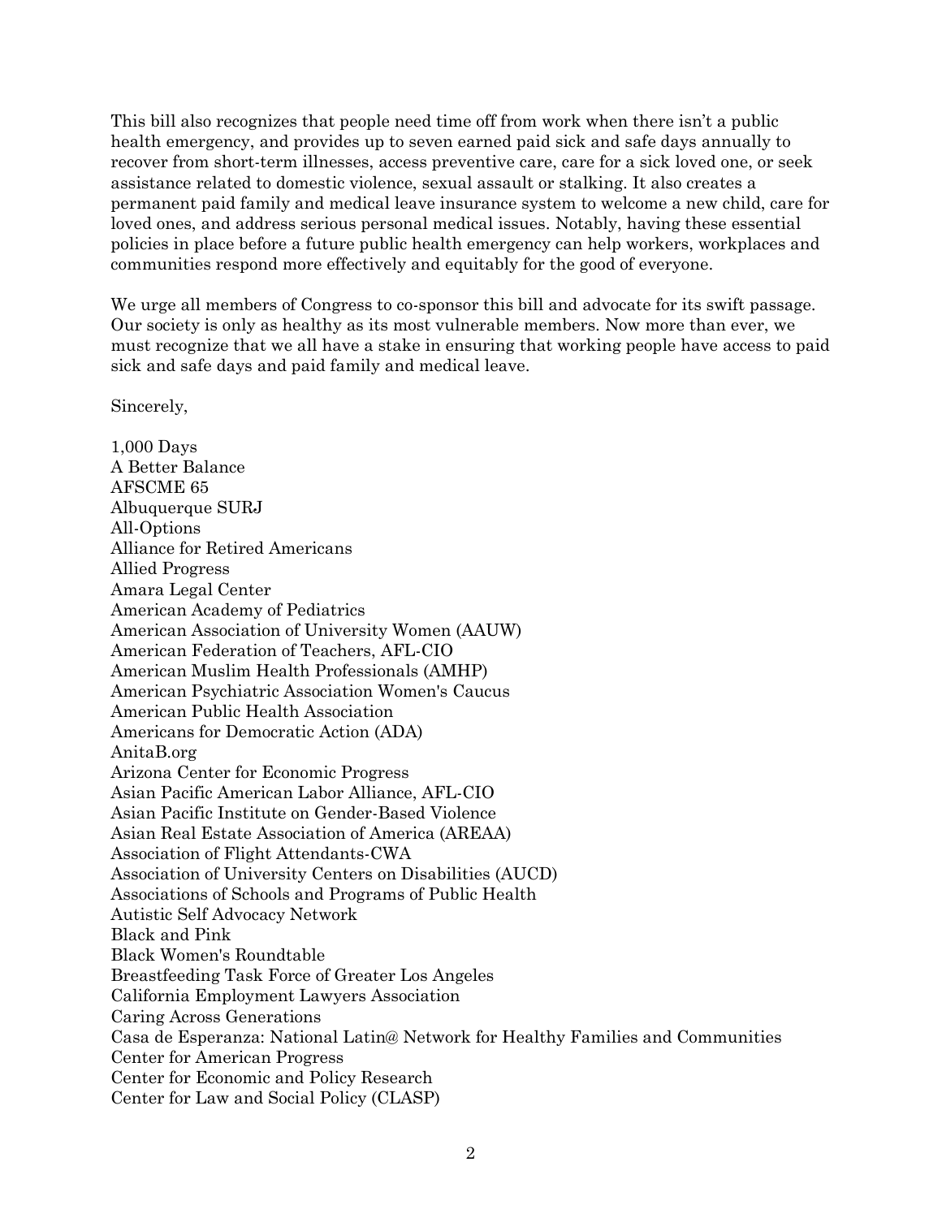This bill also recognizes that people need time off from work when there isn't a public health emergency, and provides up to seven earned paid sick and safe days annually to recover from short-term illnesses, access preventive care, care for a sick loved one, or seek assistance related to domestic violence, sexual assault or stalking. It also creates a permanent paid family and medical leave insurance system to welcome a new child, care for loved ones, and address serious personal medical issues. Notably, having these essential policies in place before a future public health emergency can help workers, workplaces and communities respond more effectively and equitably for the good of everyone.

We urge all members of Congress to co-sponsor this bill and advocate for its swift passage. Our society is only as healthy as its most vulnerable members. Now more than ever, we must recognize that we all have a stake in ensuring that working people have access to paid sick and safe days and paid family and medical leave.

Sincerely,

1,000 Days
A Better Balance
AFSCME 65
Albuquerque SURJ
All-Options
Alliance for Retired Americans
Allied Progress
Amara Legal Center
American Academy of Pediatrics
American Association of University Women (AAUW)
American Federation of Teachers, AFL-CIO
American Muslim Health Professionals (AMHP)
American Psychiatric Association Women's Caucus
American Public Health Association
Americans for Democratic Action (ADA)
AnitaB.org
Arizona Center for Economic Progress
Asian Pacific American Labor Alliance, AFL-CIO
Asian Pacific Institute on Gender-Based Violence
Asian Real Estate Association of America (AREAA)
Association of Flight Attendants-CWA
Association of University Centers on Disabilities (AUCD)
Associations of Schools and Programs of Public Health
Autistic Self Advocacy Network
Black and Pink
Black Women's Roundtable
Breastfeeding Task Force of Greater Los Angeles
California Employment Lawyers Association
Caring Across Generations
Casa de Esperanza: National Latin@ Network for Healthy Families and Communities
Center for American Progress
Center for Economic and Policy Research
Center for Law and Social Policy (CLASP)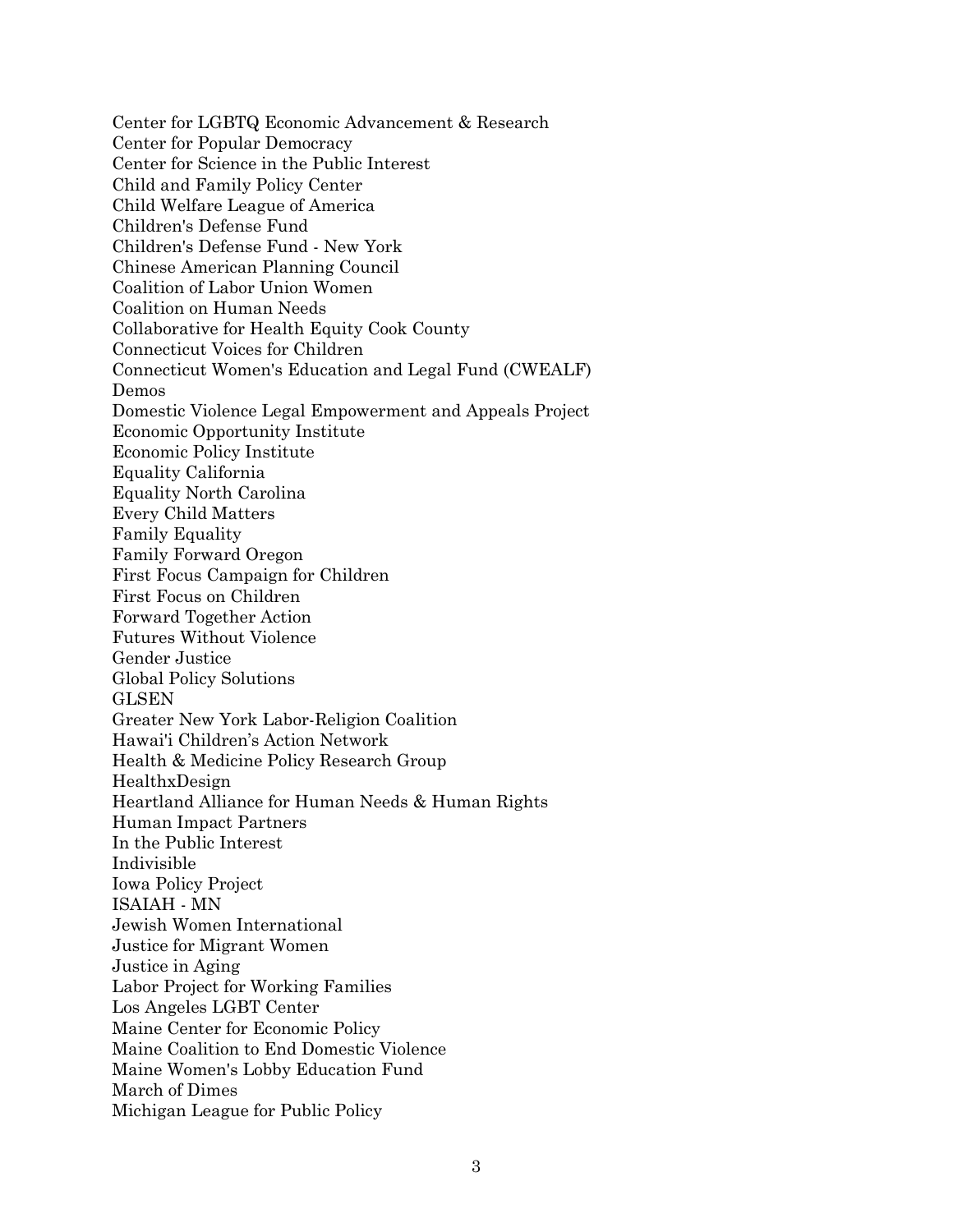Center for LGBTQ Economic Advancement & Research
Center for Popular Democracy
Center for Science in the Public Interest
Child and Family Policy Center
Child Welfare League of America
Children's Defense Fund
Children's Defense Fund - New York
Chinese American Planning Council
Coalition of Labor Union Women
Coalition on Human Needs
Collaborative for Health Equity Cook County
Connecticut Voices for Children
Connecticut Women's Education and Legal Fund (CWEALF)
Demos
Domestic Violence Legal Empowerment and Appeals Project
Economic Opportunity Institute
Economic Policy Institute
Equality California
Equality North Carolina
Every Child Matters
Family Equality
Family Forward Oregon
First Focus Campaign for Children
First Focus on Children
Forward Together Action
Futures Without Violence
Gender Justice
Global Policy Solutions
GLSEN
Greater New York Labor-Religion Coalition
Hawai'i Children's Action Network
Health & Medicine Policy Research Group
HealthxDesign
Heartland Alliance for Human Needs & Human Rights
Human Impact Partners
In the Public Interest
Indivisible
Iowa Policy Project
ISAIAH - MN
Jewish Women International
Justice for Migrant Women
Justice in Aging
Labor Project for Working Families
Los Angeles LGBT Center
Maine Center for Economic Policy
Maine Coalition to End Domestic Violence
Maine Women's Lobby Education Fund
March of Dimes
Michigan League for Public Policy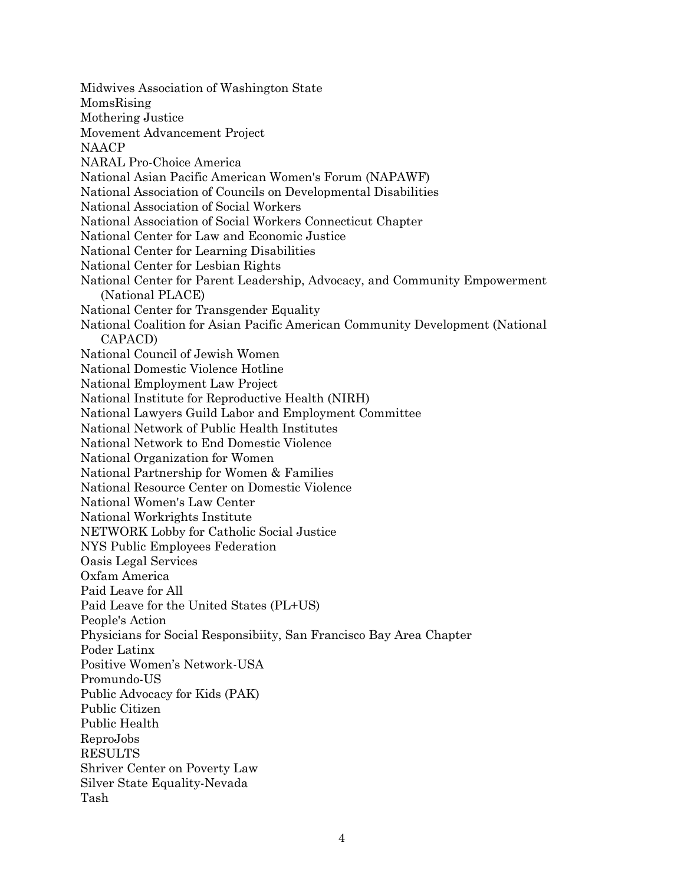Midwives Association of Washington State
MomsRising
Mothering Justice
Movement Advancement Project
NAACP
NARAL Pro-Choice America
National Asian Pacific American Women's Forum (NAPAWF)
National Association of Councils on Developmental Disabilities
National Association of Social Workers
National Association of Social Workers Connecticut Chapter
National Center for Law and Economic Justice
National Center for Learning Disabilities
National Center for Lesbian Rights
National Center for Parent Leadership, Advocacy, and Community Empowerment (National PLACE)
National Center for Transgender Equality
National Coalition for Asian Pacific American Community Development (National CAPACD)
National Council of Jewish Women
National Domestic Violence Hotline
National Employment Law Project
National Institute for Reproductive Health (NIRH)
National Lawyers Guild Labor and Employment Committee
National Network of Public Health Institutes
National Network to End Domestic Violence
National Organization for Women
National Partnership for Women & Families
National Resource Center on Domestic Violence
National Women's Law Center
National Workrights Institute
NETWORK Lobby for Catholic Social Justice
NYS Public Employees Federation
Oasis Legal Services
Oxfam America
Paid Leave for All
Paid Leave for the United States (PL+US)
People's Action
Physicians for Social Responsibiity, San Francisco Bay Area Chapter
Poder Latinx
Positive Women's Network-USA
Promundo-US
Public Advocacy for Kids (PAK)
Public Citizen
Public Health
ReproJobs
RESULTS
Shriver Center on Poverty Law
Silver State Equality-Nevada
Tash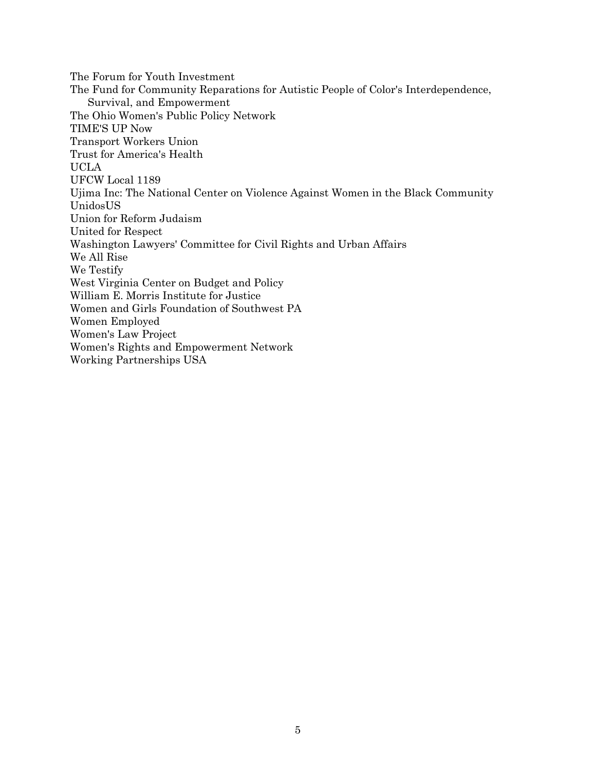The Forum for Youth Investment
The Fund for Community Reparations for Autistic People of Color's Interdependence, Survival, and Empowerment
The Ohio Women's Public Policy Network
TIME'S UP Now
Transport Workers Union
Trust for America's Health
UCLA
UFCW Local 1189
Ujima Inc: The National Center on Violence Against Women in the Black Community
UnidosUS
Union for Reform Judaism
United for Respect
Washington Lawyers' Committee for Civil Rights and Urban Affairs
We All Rise
We Testify
West Virginia Center on Budget and Policy
William E. Morris Institute for Justice
Women and Girls Foundation of Southwest PA
Women Employed
Women's Law Project
Women's Rights and Empowerment Network
Working Partnerships USA